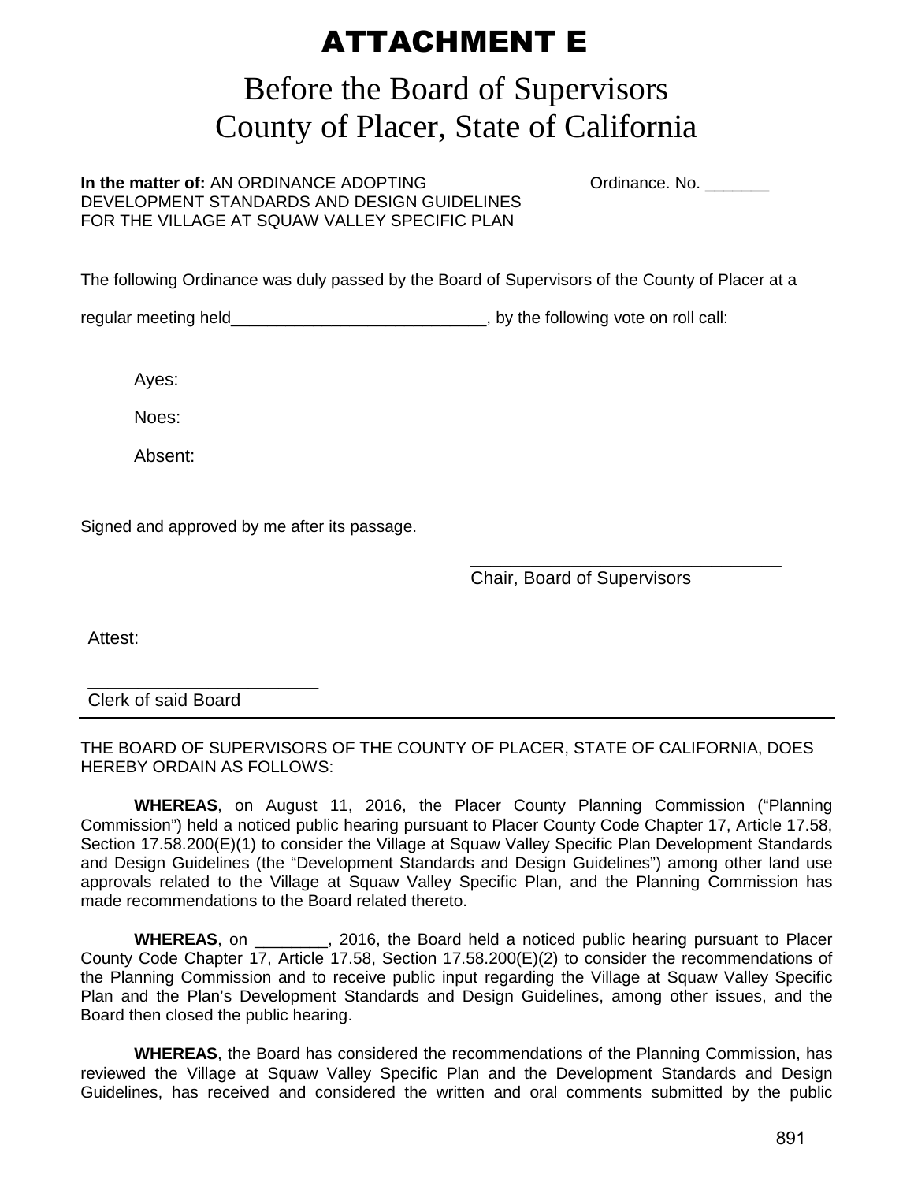# ATTACHMENT E

## Before the Board of Supervisors
## County of Placer, State of California

**In the matter of:** AN ORDINANCE ADOPTING DEVELOPMENT STANDARDS AND DESIGN GUIDELINES FOR THE VILLAGE AT SQUAW VALLEY SPECIFIC PLAN

Ordinance. No. _______

The following Ordinance was duly passed by the Board of Supervisors of the County of Placer at a regular meeting held____________________________, by the following vote on roll call:

Ayes:

Noes:

Absent:

Signed and approved by me after its passage.

_______________________________
Chair, Board of Supervisors

Attest:

_______________________
Clerk of said Board

---

THE BOARD OF SUPERVISORS OF THE COUNTY OF PLACER, STATE OF CALIFORNIA, DOES HEREBY ORDAIN AS FOLLOWS:

**WHEREAS**, on August 11, 2016, the Placer County Planning Commission ("Planning Commission") held a noticed public hearing pursuant to Placer County Code Chapter 17, Article 17.58, Section 17.58.200(E)(1) to consider the Village at Squaw Valley Specific Plan Development Standards and Design Guidelines (the "Development Standards and Design Guidelines") among other land use approvals related to the Village at Squaw Valley Specific Plan, and the Planning Commission has made recommendations to the Board related thereto.

**WHEREAS**, on ________, 2016, the Board held a noticed public hearing pursuant to Placer County Code Chapter 17, Article 17.58, Section 17.58.200(E)(2) to consider the recommendations of the Planning Commission and to receive public input regarding the Village at Squaw Valley Specific Plan and the Plan's Development Standards and Design Guidelines, among other issues, and the Board then closed the public hearing.

**WHEREAS**, the Board has considered the recommendations of the Planning Commission, has reviewed the Village at Squaw Valley Specific Plan and the Development Standards and Design Guidelines, has received and considered the written and oral comments submitted by the public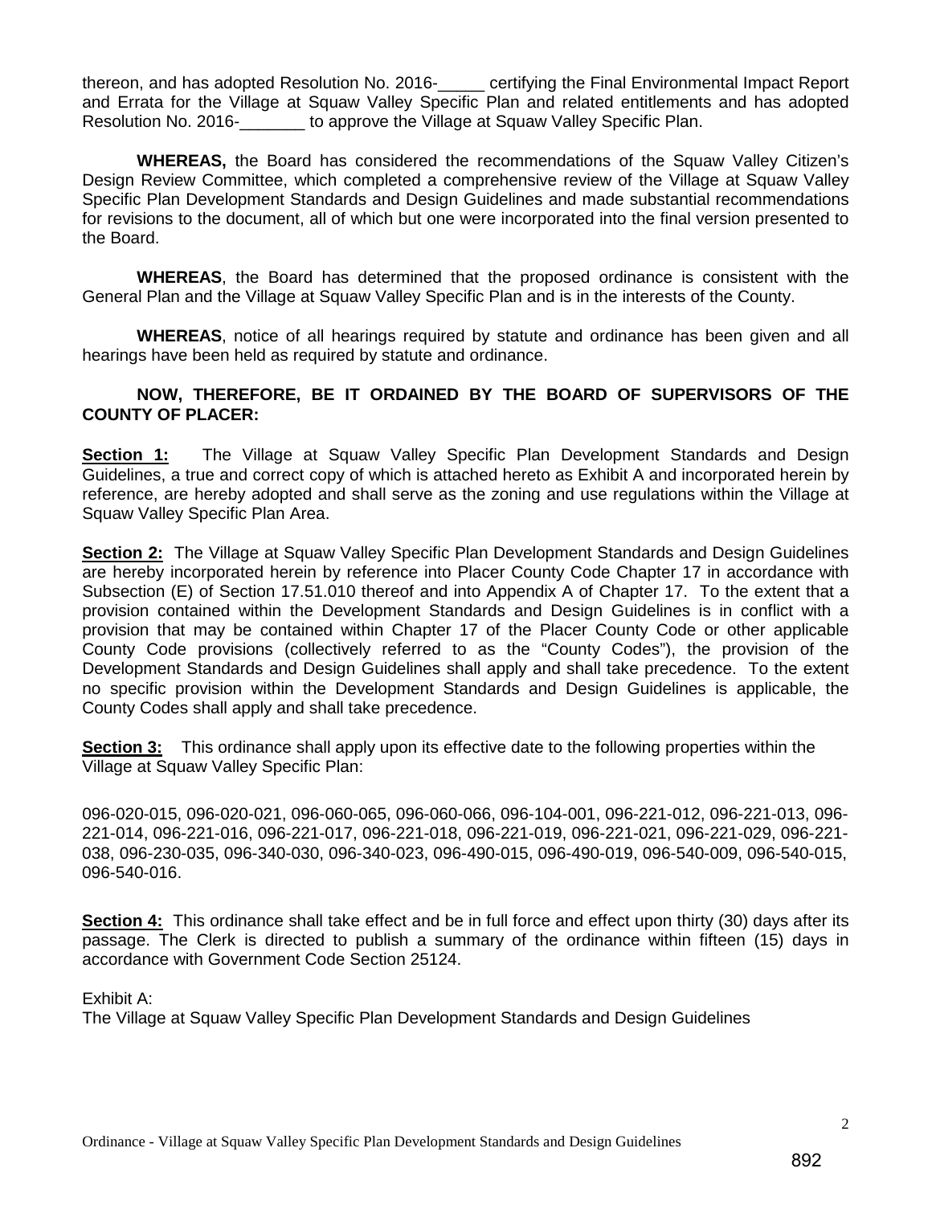thereon, and has adopted Resolution No. 2016-_____ certifying the Final Environmental Impact Report and Errata for the Village at Squaw Valley Specific Plan and related entitlements and has adopted Resolution No. 2016-_______ to approve the Village at Squaw Valley Specific Plan.

**WHEREAS,** the Board has considered the recommendations of the Squaw Valley Citizen's Design Review Committee, which completed a comprehensive review of the Village at Squaw Valley Specific Plan Development Standards and Design Guidelines and made substantial recommendations for revisions to the document, all of which but one were incorporated into the final version presented to the Board.

**WHEREAS**, the Board has determined that the proposed ordinance is consistent with the General Plan and the Village at Squaw Valley Specific Plan and is in the interests of the County.

**WHEREAS**, notice of all hearings required by statute and ordinance has been given and all hearings have been held as required by statute and ordinance.

**NOW, THEREFORE, BE IT ORDAINED BY THE BOARD OF SUPERVISORS OF THE COUNTY OF PLACER:**

**Section 1:** The Village at Squaw Valley Specific Plan Development Standards and Design Guidelines, a true and correct copy of which is attached hereto as Exhibit A and incorporated herein by reference, are hereby adopted and shall serve as the zoning and use regulations within the Village at Squaw Valley Specific Plan Area.

**Section 2:** The Village at Squaw Valley Specific Plan Development Standards and Design Guidelines are hereby incorporated herein by reference into Placer County Code Chapter 17 in accordance with Subsection (E) of Section 17.51.010 thereof and into Appendix A of Chapter 17. To the extent that a provision contained within the Development Standards and Design Guidelines is in conflict with a provision that may be contained within Chapter 17 of the Placer County Code or other applicable County Code provisions (collectively referred to as the "County Codes"), the provision of the Development Standards and Design Guidelines shall apply and shall take precedence. To the extent no specific provision within the Development Standards and Design Guidelines is applicable, the County Codes shall apply and shall take precedence.

**Section 3:** This ordinance shall apply upon its effective date to the following properties within the Village at Squaw Valley Specific Plan:

096-020-015, 096-020-021, 096-060-065, 096-060-066, 096-104-001, 096-221-012, 096-221-013, 096-221-014, 096-221-016, 096-221-017, 096-221-018, 096-221-019, 096-221-021, 096-221-029, 096-221-038, 096-230-035, 096-340-030, 096-340-023, 096-490-015, 096-490-019, 096-540-009, 096-540-015, 096-540-016.

**Section 4:** This ordinance shall take effect and be in full force and effect upon thirty (30) days after its passage. The Clerk is directed to publish a summary of the ordinance within fifteen (15) days in accordance with Government Code Section 25124.

Exhibit A:
The Village at Squaw Valley Specific Plan Development Standards and Design Guidelines